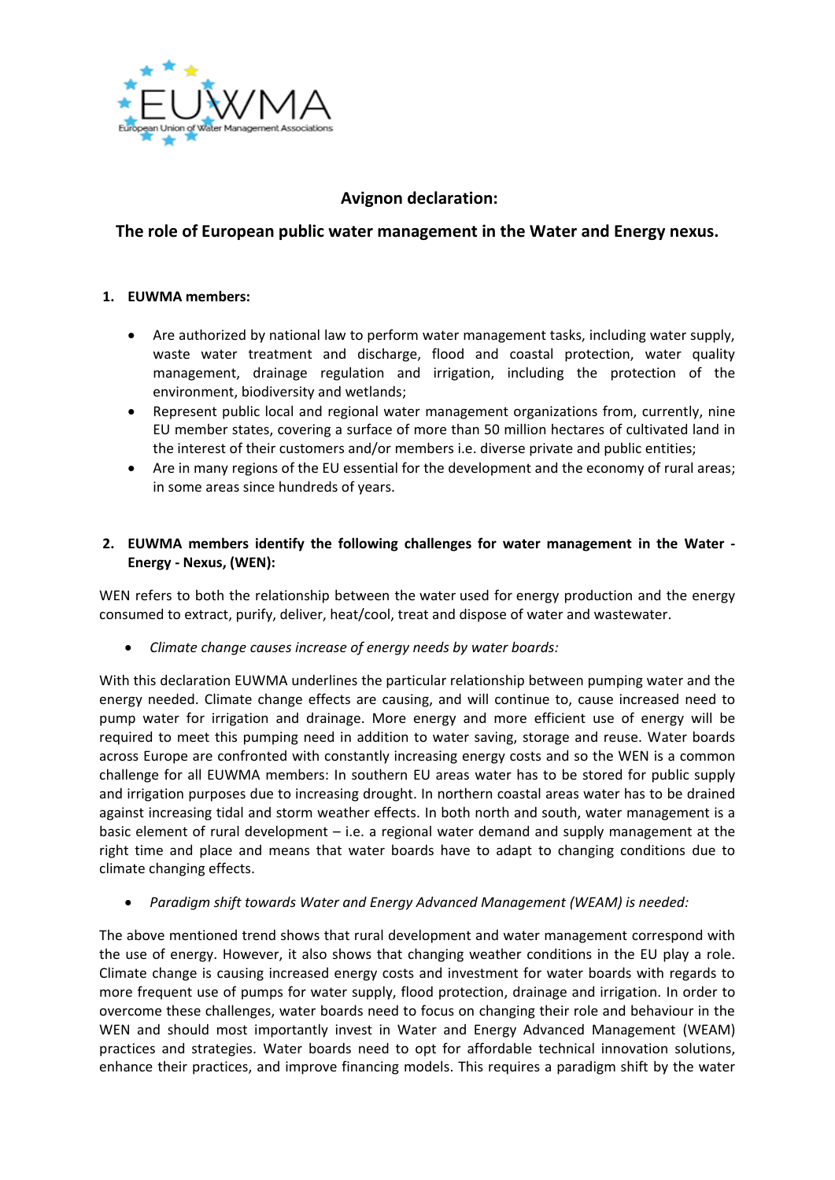# Avignon declaration:

## The role of European public water management in the Water and Energy nexus.

### 1. EUWMA members:

- Are authorized by national law to perform water management tasks, including water supply, waste water treatment and discharge, flood and coastal protection, water quality management, drainage regulation and irrigation, including the protection of the environment, biodiversity and wetlands;
- Represent public local and regional water management organizations from, currently, nine EU member states, covering a surface of more than 50 million hectares of cultivated land in the interest of their customers and/or members i.e. diverse private and public entities;
- Are in many regions of the EU essential for the development and the economy of rural areas; in some areas since hundreds of years.

### 2. EUWMA members identify the following challenges for water management in the Water - Energy - Nexus, (WEN):

WEN refers to both the relationship between the water used for energy production and the energy consumed to extract, purify, deliver, heat/cool, treat and dispose of water and wastewater.

- *Climate change causes increase of energy needs by water boards:*

With this declaration EUWMA underlines the particular relationship between pumping water and the energy needed. Climate change effects are causing, and will continue to, cause increased need to pump water for irrigation and drainage. More energy and more efficient use of energy will be required to meet this pumping need in addition to water saving, storage and reuse. Water boards across Europe are confronted with constantly increasing energy costs and so the WEN is a common challenge for all EUWMA members: In southern EU areas water has to be stored for public supply and irrigation purposes due to increasing drought. In northern coastal areas water has to be drained against increasing tidal and storm weather effects. In both north and south, water management is a basic element of rural development – i.e. a regional water demand and supply management at the right time and place and means that water boards have to adapt to changing conditions due to climate changing effects.

- *Paradigm shift towards Water and Energy Advanced Management (WEAM) is needed:*

The above mentioned trend shows that rural development and water management correspond with the use of energy. However, it also shows that changing weather conditions in the EU play a role. Climate change is causing increased energy costs and investment for water boards with regards to more frequent use of pumps for water supply, flood protection, drainage and irrigation. In order to overcome these challenges, water boards need to focus on changing their role and behaviour in the WEN and should most importantly invest in Water and Energy Advanced Management (WEAM) practices and strategies. Water boards need to opt for affordable technical innovation solutions, enhance their practices, and improve financing models. This requires a paradigm shift by the water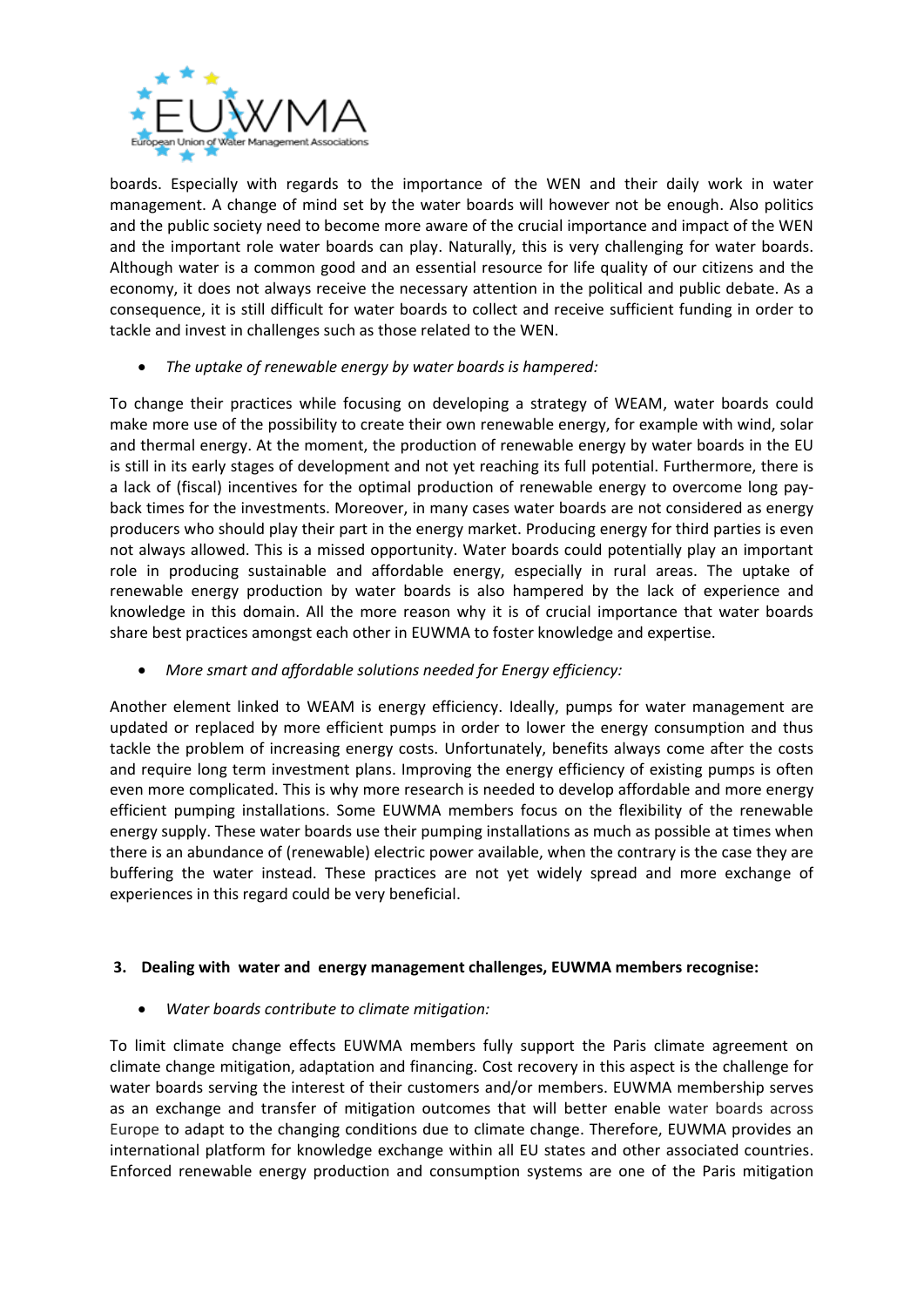boards. Especially with regards to the importance of the WEN and their daily work in water management. A change of mind set by the water boards will however not be enough. Also politics and the public society need to become more aware of the crucial importance and impact of the WEN and the important role water boards can play. Naturally, this is very challenging for water boards. Although water is a common good and an essential resource for life quality of our citizens and the economy, it does not always receive the necessary attention in the political and public debate. As a consequence, it is still difficult for water boards to collect and receive sufficient funding in order to tackle and invest in challenges such as those related to the WEN.

- *The uptake of renewable energy by water boards is hampered:*

To change their practices while focusing on developing a strategy of WEAM, water boards could make more use of the possibility to create their own renewable energy, for example with wind, solar and thermal energy. At the moment, the production of renewable energy by water boards in the EU is still in its early stages of development and not yet reaching its full potential. Furthermore, there is a lack of (fiscal) incentives for the optimal production of renewable energy to overcome long pay-back times for the investments. Moreover, in many cases water boards are not considered as energy producers who should play their part in the energy market. Producing energy for third parties is even not always allowed. This is a missed opportunity. Water boards could potentially play an important role in producing sustainable and affordable energy, especially in rural areas. The uptake of renewable energy production by water boards is also hampered by the lack of experience and knowledge in this domain. All the more reason why it is of crucial importance that water boards share best practices amongst each other in EUWMA to foster knowledge and expertise.

- *More smart and affordable solutions needed for Energy efficiency:*

Another element linked to WEAM is energy efficiency. Ideally, pumps for water management are updated or replaced by more efficient pumps in order to lower the energy consumption and thus tackle the problem of increasing energy costs. Unfortunately, benefits always come after the costs and require long term investment plans. Improving the energy efficiency of existing pumps is often even more complicated. This is why more research is needed to develop affordable and more energy efficient pumping installations. Some EUWMA members focus on the flexibility of the renewable energy supply. These water boards use their pumping installations as much as possible at times when there is an abundance of (renewable) electric power available, when the contrary is the case they are buffering the water instead. These practices are not yet widely spread and more exchange of experiences in this regard could be very beneficial.

## 3. Dealing with water and energy management challenges, EUWMA members recognise:

- *Water boards contribute to climate mitigation:*

To limit climate change effects EUWMA members fully support the Paris climate agreement on climate change mitigation, adaptation and financing. Cost recovery in this aspect is the challenge for water boards serving the interest of their customers and/or members. EUWMA membership serves as an exchange and transfer of mitigation outcomes that will better enable water boards across Europe to adapt to the changing conditions due to climate change. Therefore, EUWMA provides an international platform for knowledge exchange within all EU states and other associated countries. Enforced renewable energy production and consumption systems are one of the Paris mitigation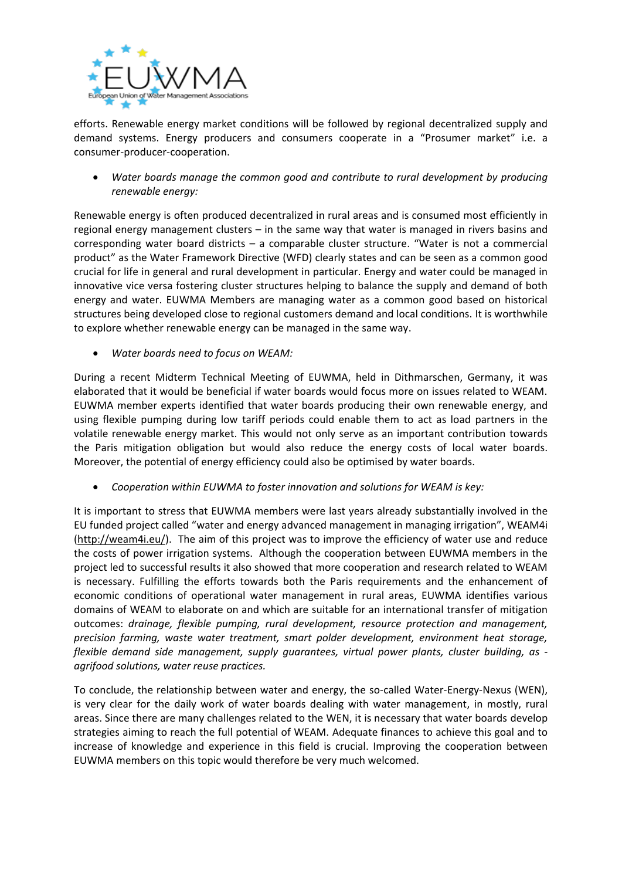efforts. Renewable energy market conditions will be followed by regional decentralized supply and demand systems. Energy producers and consumers cooperate in a "Prosumer market" i.e. a consumer-producer-cooperation.

- *Water boards manage the common good and contribute to rural development by producing renewable energy:*

Renewable energy is often produced decentralized in rural areas and is consumed most efficiently in regional energy management clusters – in the same way that water is managed in rivers basins and corresponding water board districts – a comparable cluster structure. "Water is not a commercial product" as the Water Framework Directive (WFD) clearly states and can be seen as a common good crucial for life in general and rural development in particular. Energy and water could be managed in innovative vice versa fostering cluster structures helping to balance the supply and demand of both energy and water. EUWMA Members are managing water as a common good based on historical structures being developed close to regional customers demand and local conditions. It is worthwhile to explore whether renewable energy can be managed in the same way.

- *Water boards need to focus on WEAM:*

During a recent Midterm Technical Meeting of EUWMA, held in Dithmarschen, Germany, it was elaborated that it would be beneficial if water boards would focus more on issues related to WEAM. EUWMA member experts identified that water boards producing their own renewable energy, and using flexible pumping during low tariff periods could enable them to act as load partners in the volatile renewable energy market. This would not only serve as an important contribution towards the Paris mitigation obligation but would also reduce the energy costs of local water boards. Moreover, the potential of energy efficiency could also be optimised by water boards.

- *Cooperation within EUWMA to foster innovation and solutions for WEAM is key:*

It is important to stress that EUWMA members were last years already substantially involved in the EU funded project called "water and energy advanced management in managing irrigation", WEAM4i (http://weam4i.eu/). The aim of this project was to improve the efficiency of water use and reduce the costs of power irrigation systems. Although the cooperation between EUWMA members in the project led to successful results it also showed that more cooperation and research related to WEAM is necessary. Fulfilling the efforts towards both the Paris requirements and the enhancement of economic conditions of operational water management in rural areas, EUWMA identifies various domains of WEAM to elaborate on and which are suitable for an international transfer of mitigation outcomes: *drainage, flexible pumping, rural development, resource protection and management, precision farming, waste water treatment, smart polder development, environment heat storage, flexible demand side management, supply guarantees, virtual power plants, cluster building, as - agrifood solutions, water reuse practices.*

To conclude, the relationship between water and energy, the so-called Water-Energy-Nexus (WEN), is very clear for the daily work of water boards dealing with water management, in mostly, rural areas. Since there are many challenges related to the WEN, it is necessary that water boards develop strategies aiming to reach the full potential of WEAM. Adequate finances to achieve this goal and to increase of knowledge and experience in this field is crucial. Improving the cooperation between EUWMA members on this topic would therefore be very much welcomed.